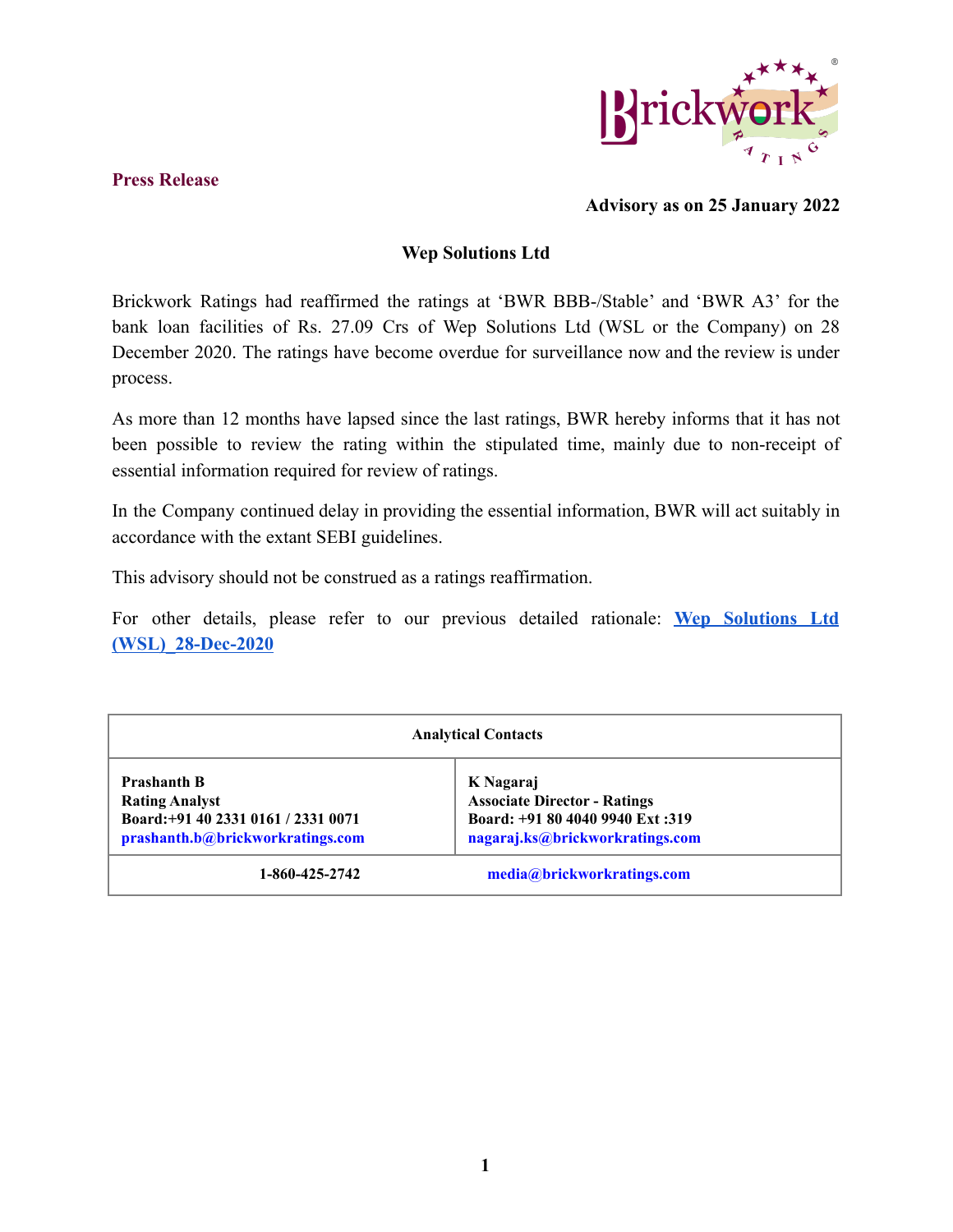**Press Release**

**Advisory as on 25 January 2022**

## Wep Solutions Ltd

Brickwork Ratings had reaffirmed the ratings at 'BWR BBB-/Stable' and 'BWR A3' for the bank loan facilities of Rs. 27.09 Crs of Wep Solutions Ltd (WSL or the Company) on 28 December 2020. The ratings have become overdue for surveillance now and the review is under process.

As more than 12 months have lapsed since the last ratings, BWR hereby informs that it has not been possible to review the rating within the stipulated time, mainly due to non-receipt of essential information required for review of ratings.

In the Company continued delay in providing the essential information, BWR will act suitably in accordance with the extant SEBI guidelines.

This advisory should not be construed as a ratings reaffirmation.

For other details, please refer to our previous detailed rationale: **Wep Solutions Ltd (WSL)_28-Dec-2020**

| **Analytical Contacts** | |
|---|---|
| **Prashanth B**<br>**Rating Analyst**<br>**Board:+91 40 2331 0161 / 2331 0071**<br>**prashanth.b@brickworkratings.com** | **K Nagaraj**<br>**Associate Director - Ratings**<br>**Board: +91 80 4040 9940 Ext :319**<br>**nagaraj.ks@brickworkratings.com** |
| **1-860-425-2742** | **media@brickworkratings.com** |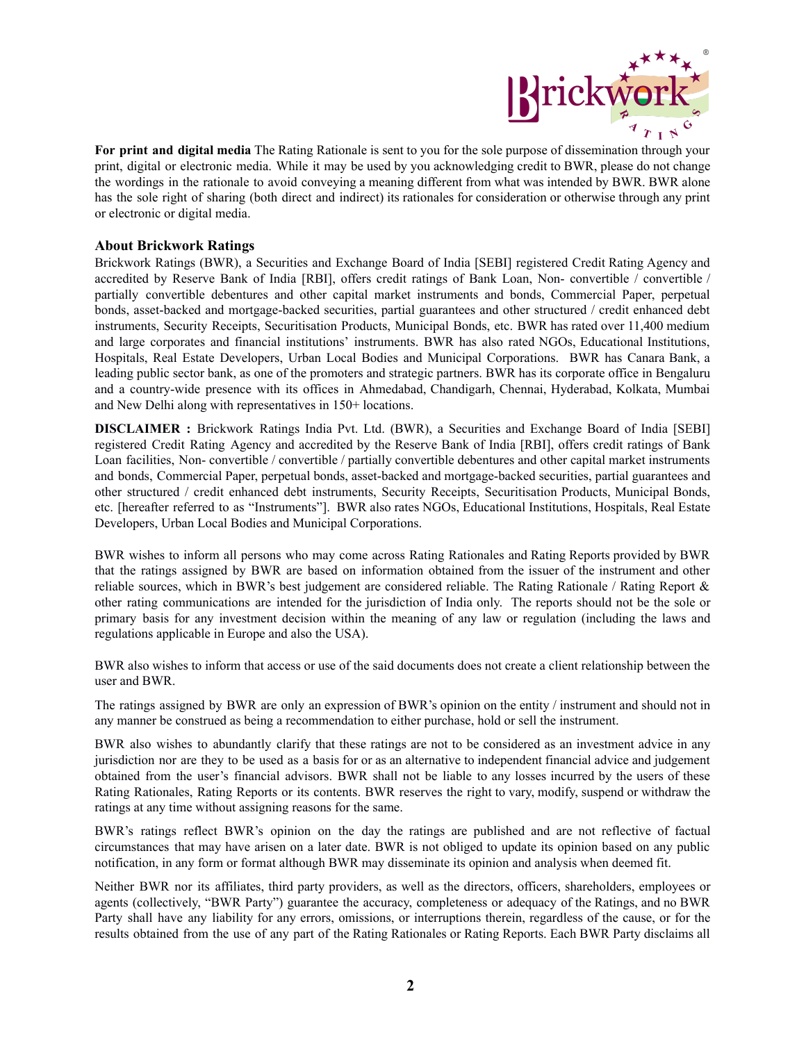**For print and digital media** The Rating Rationale is sent to you for the sole purpose of dissemination through your print, digital or electronic media. While it may be used by you acknowledging credit to BWR, please do not change the wordings in the rationale to avoid conveying a meaning different from what was intended by BWR. BWR alone has the sole right of sharing (both direct and indirect) its rationales for consideration or otherwise through any print or electronic or digital media.

### About Brickwork Ratings

Brickwork Ratings (BWR), a Securities and Exchange Board of India [SEBI] registered Credit Rating Agency and accredited by Reserve Bank of India [RBI], offers credit ratings of Bank Loan, Non- convertible / convertible / partially convertible debentures and other capital market instruments and bonds, Commercial Paper, perpetual bonds, asset-backed and mortgage-backed securities, partial guarantees and other structured / credit enhanced debt instruments, Security Receipts, Securitisation Products, Municipal Bonds, etc. BWR has rated over 11,400 medium and large corporates and financial institutions' instruments. BWR has also rated NGOs, Educational Institutions, Hospitals, Real Estate Developers, Urban Local Bodies and Municipal Corporations. BWR has Canara Bank, a leading public sector bank, as one of the promoters and strategic partners. BWR has its corporate office in Bengaluru and a country-wide presence with its offices in Ahmedabad, Chandigarh, Chennai, Hyderabad, Kolkata, Mumbai and New Delhi along with representatives in 150+ locations.

**DISCLAIMER :** Brickwork Ratings India Pvt. Ltd. (BWR), a Securities and Exchange Board of India [SEBI] registered Credit Rating Agency and accredited by the Reserve Bank of India [RBI], offers credit ratings of Bank Loan facilities, Non- convertible / convertible / partially convertible debentures and other capital market instruments and bonds, Commercial Paper, perpetual bonds, asset-backed and mortgage-backed securities, partial guarantees and other structured / credit enhanced debt instruments, Security Receipts, Securitisation Products, Municipal Bonds, etc. [hereafter referred to as "Instruments"]. BWR also rates NGOs, Educational Institutions, Hospitals, Real Estate Developers, Urban Local Bodies and Municipal Corporations.

BWR wishes to inform all persons who may come across Rating Rationales and Rating Reports provided by BWR that the ratings assigned by BWR are based on information obtained from the issuer of the instrument and other reliable sources, which in BWR's best judgement are considered reliable. The Rating Rationale / Rating Report & other rating communications are intended for the jurisdiction of India only. The reports should not be the sole or primary basis for any investment decision within the meaning of any law or regulation (including the laws and regulations applicable in Europe and also the USA).

BWR also wishes to inform that access or use of the said documents does not create a client relationship between the user and BWR.

The ratings assigned by BWR are only an expression of BWR's opinion on the entity / instrument and should not in any manner be construed as being a recommendation to either purchase, hold or sell the instrument.

BWR also wishes to abundantly clarify that these ratings are not to be considered as an investment advice in any jurisdiction nor are they to be used as a basis for or as an alternative to independent financial advice and judgement obtained from the user's financial advisors. BWR shall not be liable to any losses incurred by the users of these Rating Rationales, Rating Reports or its contents. BWR reserves the right to vary, modify, suspend or withdraw the ratings at any time without assigning reasons for the same.

BWR's ratings reflect BWR's opinion on the day the ratings are published and are not reflective of factual circumstances that may have arisen on a later date. BWR is not obliged to update its opinion based on any public notification, in any form or format although BWR may disseminate its opinion and analysis when deemed fit.

Neither BWR nor its affiliates, third party providers, as well as the directors, officers, shareholders, employees or agents (collectively, "BWR Party") guarantee the accuracy, completeness or adequacy of the Ratings, and no BWR Party shall have any liability for any errors, omissions, or interruptions therein, regardless of the cause, or for the results obtained from the use of any part of the Rating Rationales or Rating Reports. Each BWR Party disclaims all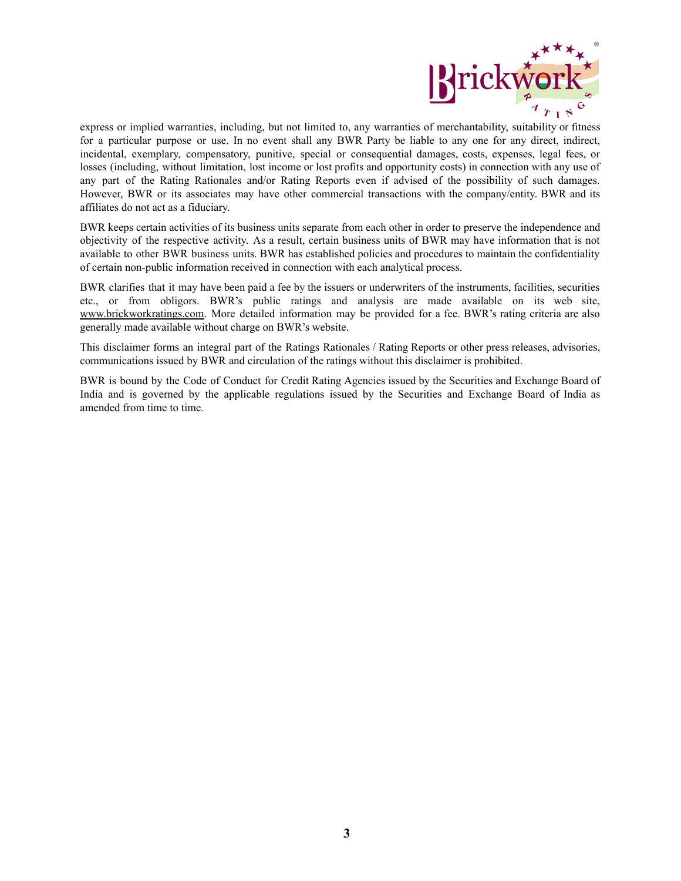express or implied warranties, including, but not limited to, any warranties of merchantability, suitability or fitness for a particular purpose or use. In no event shall any BWR Party be liable to any one for any direct, indirect, incidental, exemplary, compensatory, punitive, special or consequential damages, costs, expenses, legal fees, or losses (including, without limitation, lost income or lost profits and opportunity costs) in connection with any use of any part of the Rating Rationales and/or Rating Reports even if advised of the possibility of such damages. However, BWR or its associates may have other commercial transactions with the company/entity. BWR and its affiliates do not act as a fiduciary.

BWR keeps certain activities of its business units separate from each other in order to preserve the independence and objectivity of the respective activity. As a result, certain business units of BWR may have information that is not available to other BWR business units. BWR has established policies and procedures to maintain the confidentiality of certain non-public information received in connection with each analytical process.

BWR clarifies that it may have been paid a fee by the issuers or underwriters of the instruments, facilities, securities etc., or from obligors. BWR's public ratings and analysis are made available on its web site, www.brickworkratings.com. More detailed information may be provided for a fee. BWR's rating criteria are also generally made available without charge on BWR's website.

This disclaimer forms an integral part of the Ratings Rationales / Rating Reports or other press releases, advisories, communications issued by BWR and circulation of the ratings without this disclaimer is prohibited.

BWR is bound by the Code of Conduct for Credit Rating Agencies issued by the Securities and Exchange Board of India and is governed by the applicable regulations issued by the Securities and Exchange Board of India as amended from time to time.